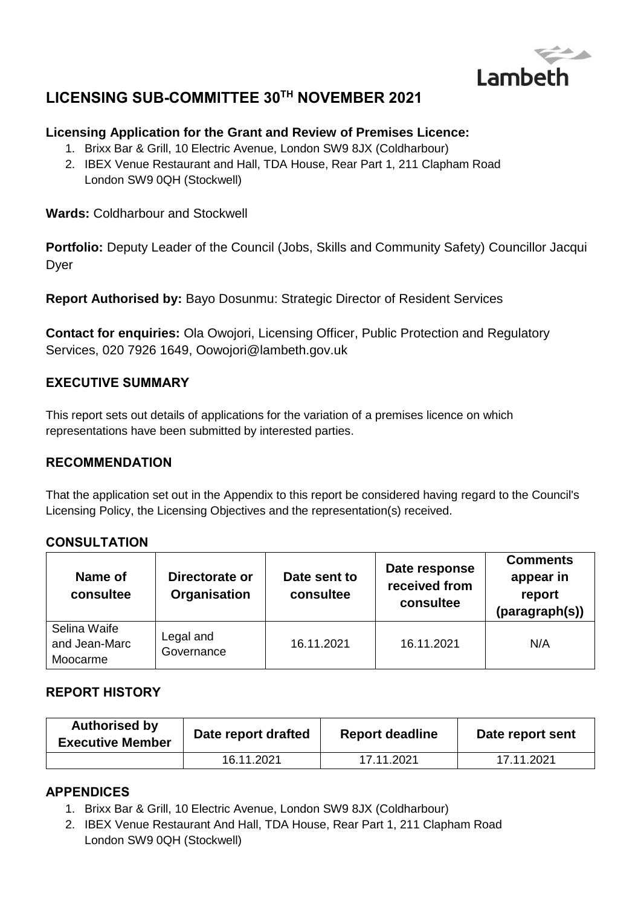Lambeth

# LICENSING SUB-COMMITTEE 30TH NOVEMBER 2021

**Licensing Application for the Grant and Review of Premises Licence:**

1. Brixx Bar & Grill, 10 Electric Avenue, London SW9 8JX (Coldharbour)
2. IBEX Venue Restaurant and Hall, TDA House, Rear Part 1, 211 Clapham Road London SW9 0QH (Stockwell)

**Wards:** Coldharbour and Stockwell

**Portfolio:** Deputy Leader of the Council (Jobs, Skills and Community Safety) Councillor Jacqui Dyer

**Report Authorised by:** Bayo Dosunmu: Strategic Director of Resident Services

**Contact for enquiries:** Ola Owojori, Licensing Officer, Public Protection and Regulatory Services, 020 7926 1649, Oowojori@lambeth.gov.uk

## EXECUTIVE SUMMARY

This report sets out details of applications for the variation of a premises licence on which representations have been submitted by interested parties.

## RECOMMENDATION

That the application set out in the Appendix to this report be considered having regard to the Council's Licensing Policy, the Licensing Objectives and the representation(s) received.

## CONSULTATION

| Name of consultee | Directorate or Organisation | Date sent to consultee | Date response received from consultee | Comments appear in report (paragraph(s)) |
|---|---|---|---|---|
| Selina Waife and Jean-Marc Moocarme | Legal and Governance | 16.11.2021 | 16.11.2021 | N/A |

## REPORT HISTORY

| Authorised by Executive Member | Date report drafted | Report deadline | Date report sent |
|---|---|---|---|
| | 16.11.2021 | 17.11.2021 | 17.11.2021 |

## APPENDICES

1. Brixx Bar & Grill, 10 Electric Avenue, London SW9 8JX (Coldharbour)
2. IBEX Venue Restaurant And Hall, TDA House, Rear Part 1, 211 Clapham Road London SW9 0QH (Stockwell)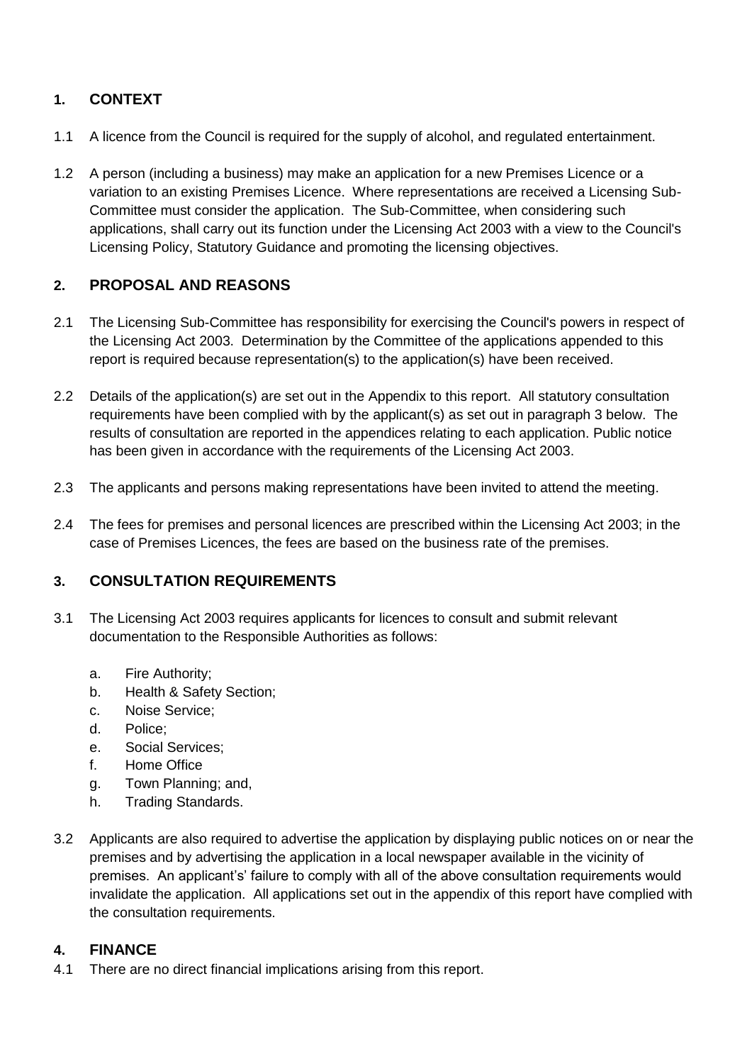## 1. CONTEXT

1.1 A licence from the Council is required for the supply of alcohol, and regulated entertainment.

1.2 A person (including a business) may make an application for a new Premises Licence or a variation to an existing Premises Licence. Where representations are received a Licensing Sub-Committee must consider the application. The Sub-Committee, when considering such applications, shall carry out its function under the Licensing Act 2003 with a view to the Council's Licensing Policy, Statutory Guidance and promoting the licensing objectives.

## 2. PROPOSAL AND REASONS

2.1 The Licensing Sub-Committee has responsibility for exercising the Council's powers in respect of the Licensing Act 2003. Determination by the Committee of the applications appended to this report is required because representation(s) to the application(s) have been received.

2.2 Details of the application(s) are set out in the Appendix to this report. All statutory consultation requirements have been complied with by the applicant(s) as set out in paragraph 3 below. The results of consultation are reported in the appendices relating to each application. Public notice has been given in accordance with the requirements of the Licensing Act 2003.

2.3 The applicants and persons making representations have been invited to attend the meeting.

2.4 The fees for premises and personal licences are prescribed within the Licensing Act 2003; in the case of Premises Licences, the fees are based on the business rate of the premises.

## 3. CONSULTATION REQUIREMENTS

3.1 The Licensing Act 2003 requires applicants for licences to consult and submit relevant documentation to the Responsible Authorities as follows:

a. Fire Authority;
b. Health & Safety Section;
c. Noise Service;
d. Police;
e. Social Services;
f. Home Office
g. Town Planning; and,
h. Trading Standards.

3.2 Applicants are also required to advertise the application by displaying public notices on or near the premises and by advertising the application in a local newspaper available in the vicinity of premises. An applicant's' failure to comply with all of the above consultation requirements would invalidate the application. All applications set out in the appendix of this report have complied with the consultation requirements.

## 4. FINANCE

4.1 There are no direct financial implications arising from this report.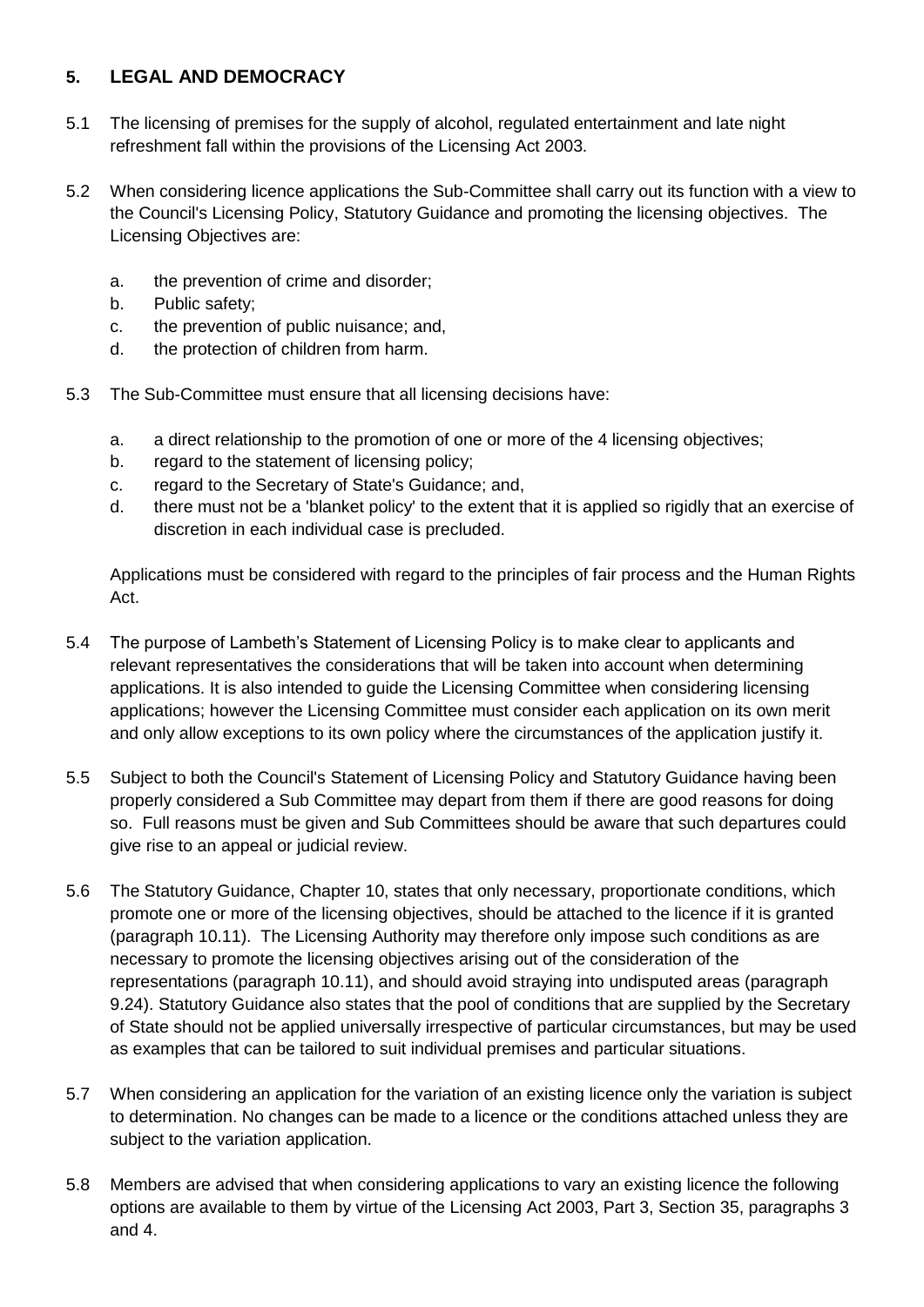## 5. LEGAL AND DEMOCRACY

5.1 The licensing of premises for the supply of alcohol, regulated entertainment and late night refreshment fall within the provisions of the Licensing Act 2003.

5.2 When considering licence applications the Sub-Committee shall carry out its function with a view to the Council's Licensing Policy, Statutory Guidance and promoting the licensing objectives. The Licensing Objectives are:

a. the prevention of crime and disorder;
b. Public safety;
c. the prevention of public nuisance; and,
d. the protection of children from harm.

5.3 The Sub-Committee must ensure that all licensing decisions have:

a. a direct relationship to the promotion of one or more of the 4 licensing objectives;
b. regard to the statement of licensing policy;
c. regard to the Secretary of State's Guidance; and,
d. there must not be a 'blanket policy' to the extent that it is applied so rigidly that an exercise of discretion in each individual case is precluded.

Applications must be considered with regard to the principles of fair process and the Human Rights Act.

5.4 The purpose of Lambeth's Statement of Licensing Policy is to make clear to applicants and relevant representatives the considerations that will be taken into account when determining applications. It is also intended to guide the Licensing Committee when considering licensing applications; however the Licensing Committee must consider each application on its own merit and only allow exceptions to its own policy where the circumstances of the application justify it.

5.5 Subject to both the Council's Statement of Licensing Policy and Statutory Guidance having been properly considered a Sub Committee may depart from them if there are good reasons for doing so. Full reasons must be given and Sub Committees should be aware that such departures could give rise to an appeal or judicial review.

5.6 The Statutory Guidance, Chapter 10, states that only necessary, proportionate conditions, which promote one or more of the licensing objectives, should be attached to the licence if it is granted (paragraph 10.11). The Licensing Authority may therefore only impose such conditions as are necessary to promote the licensing objectives arising out of the consideration of the representations (paragraph 10.11), and should avoid straying into undisputed areas (paragraph 9.24). Statutory Guidance also states that the pool of conditions that are supplied by the Secretary of State should not be applied universally irrespective of particular circumstances, but may be used as examples that can be tailored to suit individual premises and particular situations.

5.7 When considering an application for the variation of an existing licence only the variation is subject to determination. No changes can be made to a licence or the conditions attached unless they are subject to the variation application.

5.8 Members are advised that when considering applications to vary an existing licence the following options are available to them by virtue of the Licensing Act 2003, Part 3, Section 35, paragraphs 3 and 4.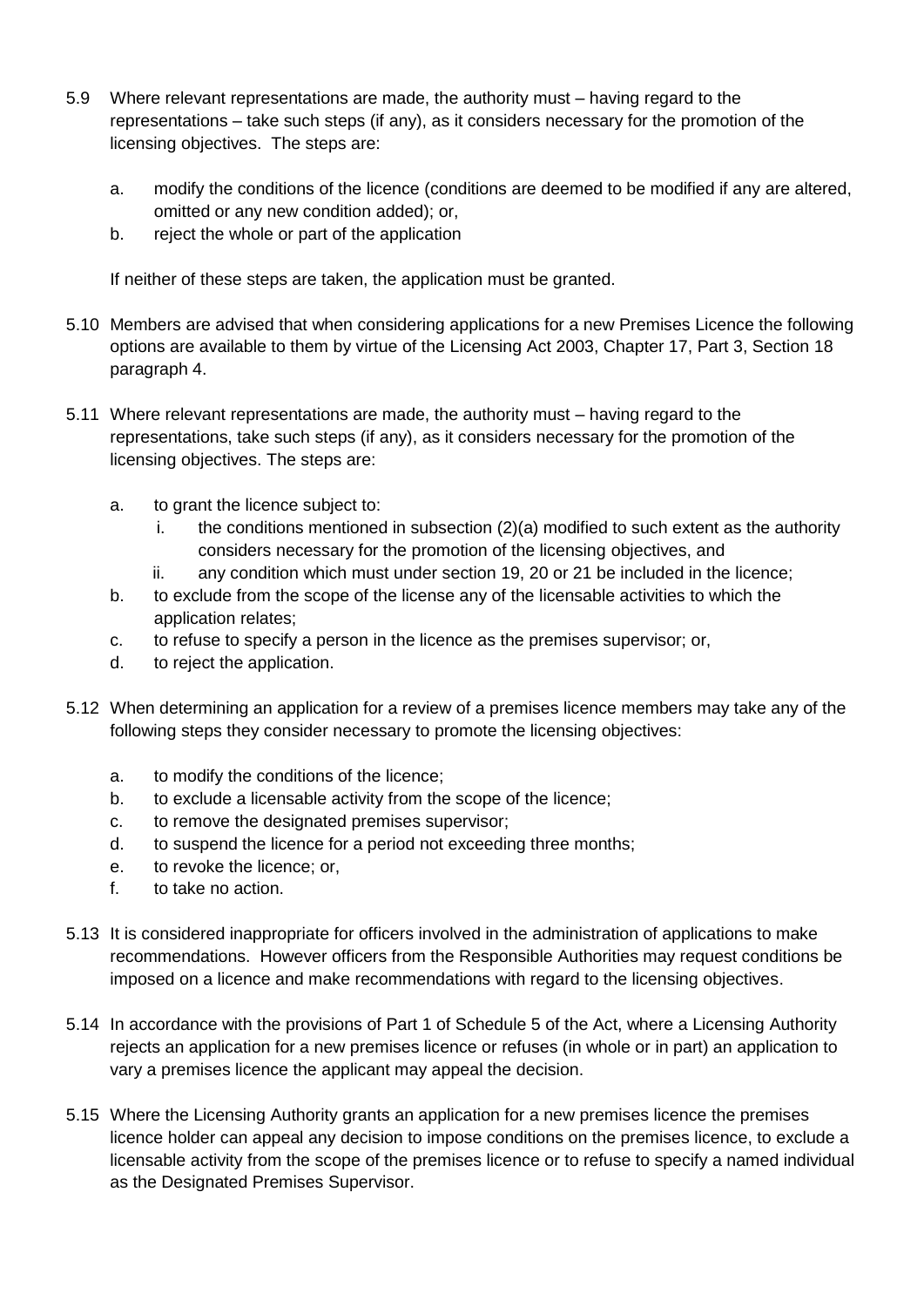5.9 Where relevant representations are made, the authority must – having regard to the representations – take such steps (if any), as it considers necessary for the promotion of the licensing objectives. The steps are:

   a. modify the conditions of the licence (conditions are deemed to be modified if any are altered, omitted or any new condition added); or,
   b. reject the whole or part of the application

   If neither of these steps are taken, the application must be granted.

5.10 Members are advised that when considering applications for a new Premises Licence the following options are available to them by virtue of the Licensing Act 2003, Chapter 17, Part 3, Section 18 paragraph 4.

5.11 Where relevant representations are made, the authority must – having regard to the representations, take such steps (if any), as it considers necessary for the promotion of the licensing objectives. The steps are:

   a. to grant the licence subject to:
      i. the conditions mentioned in subsection (2)(a) modified to such extent as the authority considers necessary for the promotion of the licensing objectives, and
      ii. any condition which must under section 19, 20 or 21 be included in the licence;
   b. to exclude from the scope of the license any of the licensable activities to which the application relates;
   c. to refuse to specify a person in the licence as the premises supervisor; or,
   d. to reject the application.

5.12 When determining an application for a review of a premises licence members may take any of the following steps they consider necessary to promote the licensing objectives:

   a. to modify the conditions of the licence;
   b. to exclude a licensable activity from the scope of the licence;
   c. to remove the designated premises supervisor;
   d. to suspend the licence for a period not exceeding three months;
   e. to revoke the licence; or,
   f. to take no action.

5.13 It is considered inappropriate for officers involved in the administration of applications to make recommendations. However officers from the Responsible Authorities may request conditions be imposed on a licence and make recommendations with regard to the licensing objectives.

5.14 In accordance with the provisions of Part 1 of Schedule 5 of the Act, where a Licensing Authority rejects an application for a new premises licence or refuses (in whole or in part) an application to vary a premises licence the applicant may appeal the decision.

5.15 Where the Licensing Authority grants an application for a new premises licence the premises licence holder can appeal any decision to impose conditions on the premises licence, to exclude a licensable activity from the scope of the premises licence or to refuse to specify a named individual as the Designated Premises Supervisor.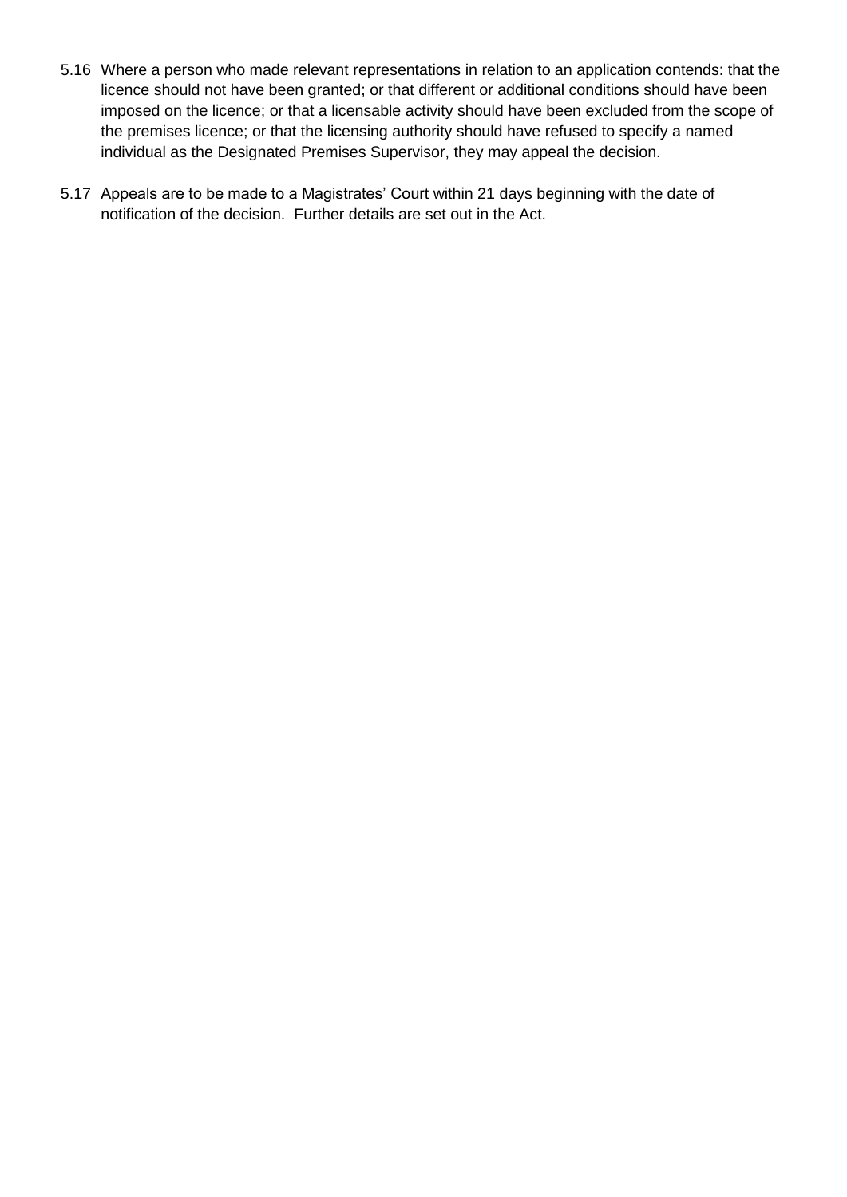5.16 Where a person who made relevant representations in relation to an application contends: that the licence should not have been granted; or that different or additional conditions should have been imposed on the licence; or that a licensable activity should have been excluded from the scope of the premises licence; or that the licensing authority should have refused to specify a named individual as the Designated Premises Supervisor, they may appeal the decision.

5.17 Appeals are to be made to a Magistrates' Court within 21 days beginning with the date of notification of the decision. Further details are set out in the Act.